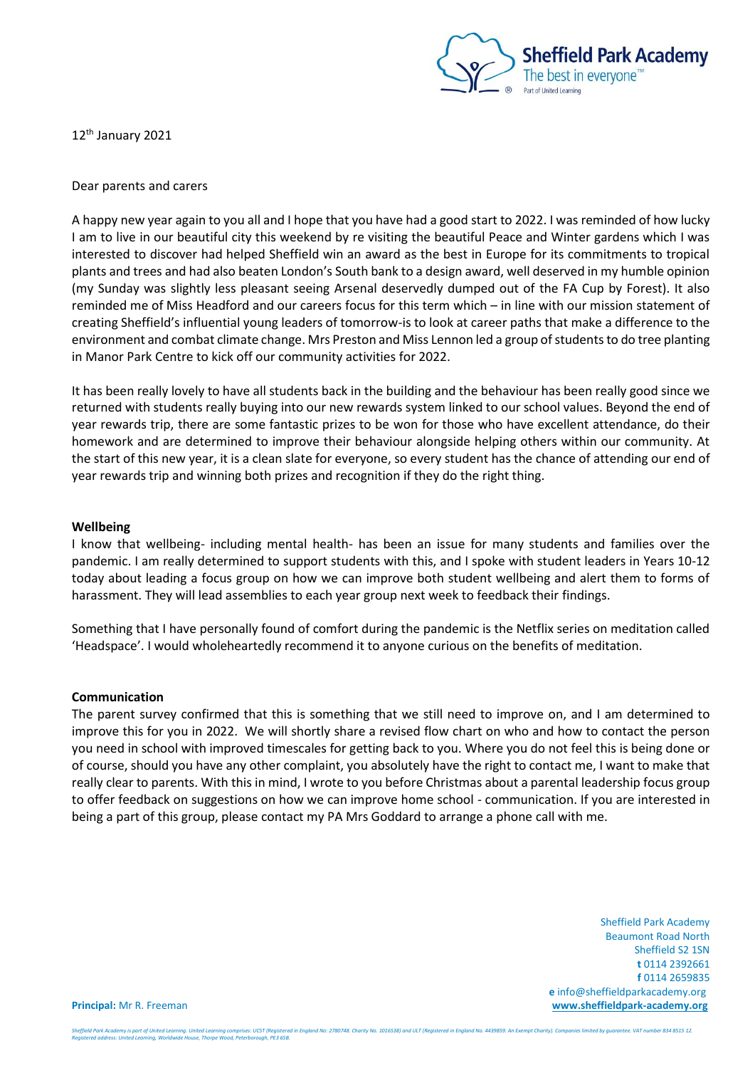Sheffield Park Academy
The best in everyone™
Part of United Learning

12th January 2021

Dear parents and carers

A happy new year again to you all and I hope that you have had a good start to 2022. I was reminded of how lucky I am to live in our beautiful city this weekend by re visiting the beautiful Peace and Winter gardens which I was interested to discover had helped Sheffield win an award as the best in Europe for its commitments to tropical plants and trees and had also beaten London's South bank to a design award, well deserved in my humble opinion (my Sunday was slightly less pleasant seeing Arsenal deservedly dumped out of the FA Cup by Forest). It also reminded me of Miss Headford and our careers focus for this term which – in line with our mission statement of creating Sheffield's influential young leaders of tomorrow-is to look at career paths that make a difference to the environment and combat climate change. Mrs Preston and Miss Lennon led a group of students to do tree planting in Manor Park Centre to kick off our community activities for 2022.

It has been really lovely to have all students back in the building and the behaviour has been really good since we returned with students really buying into our new rewards system linked to our school values. Beyond the end of year rewards trip, there are some fantastic prizes to be won for those who have excellent attendance, do their homework and are determined to improve their behaviour alongside helping others within our community. At the start of this new year, it is a clean slate for everyone, so every student has the chance of attending our end of year rewards trip and winning both prizes and recognition if they do the right thing.

**Wellbeing**

I know that wellbeing- including mental health- has been an issue for many students and families over the pandemic. I am really determined to support students with this, and I spoke with student leaders in Years 10-12 today about leading a focus group on how we can improve both student wellbeing and alert them to forms of harassment. They will lead assemblies to each year group next week to feedback their findings.

Something that I have personally found of comfort during the pandemic is the Netflix series on meditation called 'Headspace'. I would wholeheartedly recommend it to anyone curious on the benefits of meditation.

**Communication**

The parent survey confirmed that this is something that we still need to improve on, and I am determined to improve this for you in 2022. We will shortly share a revised flow chart on who and how to contact the person you need in school with improved timescales for getting back to you. Where you do not feel this is being done or of course, should you have any other complaint, you absolutely have the right to contact me, I want to make that really clear to parents. With this in mind, I wrote to you before Christmas about a parental leadership focus group to offer feedback on suggestions on how we can improve home school - communication. If you are interested in being a part of this group, please contact my PA Mrs Goddard to arrange a phone call with me.

Sheffield Park Academy
Beaumont Road North
Sheffield S2 1SN
**t** 0114 2392661
**f** 0114 2659835
**e** info@sheffieldparkacademy.org
**www.sheffieldpark-academy.org**

**Principal:** Mr R. Freeman

*Sheffield Park Academy is part of United Learning. United Learning comprises: UCST (Registered in England No: 2780748. Charity No. 1016538) and ULT (Registered in England No. 4439859. An Exempt Charity). Companies limited by guarantee. VAT number 834 8515 12. Registered address: United Learning, Worldwide House, Thorpe Wood, Peterborough, PE3 6SB.*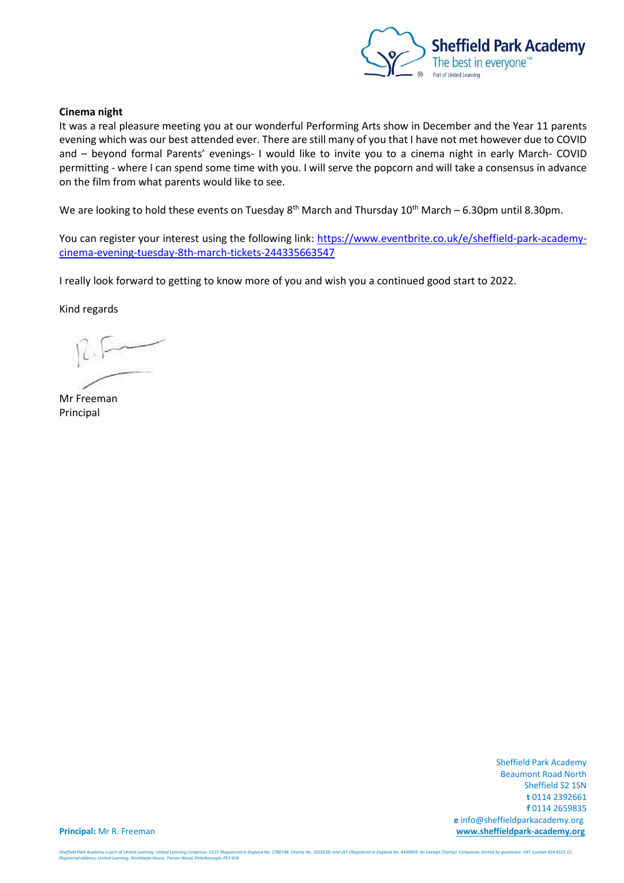**Cinema night**

It was a real pleasure meeting you at our wonderful Performing Arts show in December and the Year 11 parents evening which was our best attended ever. There are still many of you that I have not met however due to COVID and – beyond formal Parents' evenings- I would like to invite you to a cinema night in early March- COVID permitting - where I can spend some time with you. I will serve the popcorn and will take a consensus in advance on the film from what parents would like to see.

We are looking to hold these events on Tuesday 8th March and Thursday 10th March – 6.30pm until 8.30pm.

You can register your interest using the following link: https://www.eventbrite.co.uk/e/sheffield-park-academy-cinema-evening-tuesday-8th-march-tickets-244335663547

I really look forward to getting to know more of you and wish you a continued good start to 2022.

Kind regards

Mr Freeman
Principal

Sheffield Park Academy
Beaumont Road North
Sheffield S2 1SN
**t** 0114 2392661
**f** 0114 2659835
**e** info@sheffieldparkacademy.org
**www.sheffieldpark-academy.org**

**Principal:** Mr R. Freeman

*Sheffield Park Academy is part of United Learning. United Learning comprises: UCST (Registered in England No: 2780748. Charity No. 1016538) and ULT (Registered in England No. 4439859. An Exempt Charity). Companies limited by guarantee. VAT number 834 8515 12. Registered address: United Learning, Worldwide House, Thorpe Wood, Peterborough, PE3 6SB.*